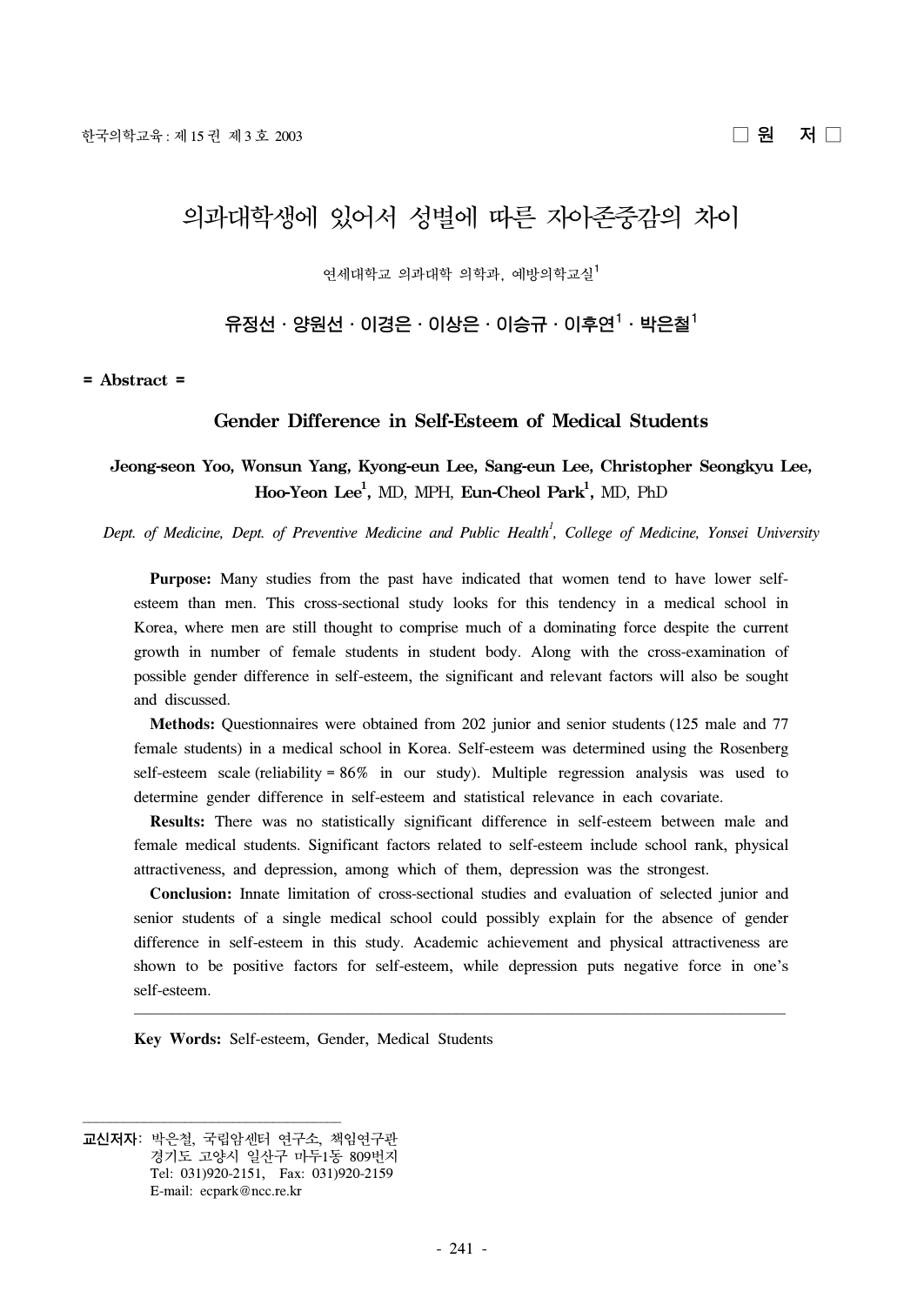□ 원 저 □

# 의과대학생에 있어서 성별에 따른 자아존중감의 차이

연세대학교 의과대학 의학과, 예방의학교실[1]

**유정선 · 양원선 · 이경은 · 이상은 · 이승규 · 이후연[1] · 박은철[1]**

**= Abstract =**

## Gender Difference in Self-Esteem of Medical Students

**Jeong-seon Yoo, Wonsun Yang, Kyong-eun Lee, Sang-eun Lee, Christopher Seongkyu Lee, Hoo-Yeon Lee[1],** MD, MPH, **Eun-Cheol Park[1],** MD, PhD

*Dept. of Medicine, Dept. of Preventive Medicine and Public Health[1], College of Medicine, Yonsei University*

**Purpose:** Many studies from the past have indicated that women tend to have lower self-esteem than men. This cross-sectional study looks for this tendency in a medical school in Korea, where men are still thought to comprise much of a dominating force despite the current growth in number of female students in student body. Along with the cross-examination of possible gender difference in self-esteem, the significant and relevant factors will also be sought and discussed.

**Methods:** Questionnaires were obtained from 202 junior and senior students (125 male and 77 female students) in a medical school in Korea. Self-esteem was determined using the Rosenberg self-esteem scale (reliability = 86% in our study). Multiple regression analysis was used to determine gender difference in self-esteem and statistical relevance in each covariate.

**Results:** There was no statistically significant difference in self-esteem between male and female medical students. Significant factors related to self-esteem include school rank, physical attractiveness, and depression, among which of them, depression was the strongest.

**Conclusion:** Innate limitation of cross-sectional studies and evaluation of selected junior and senior students of a single medical school could possibly explain for the absence of gender difference in self-esteem in this study. Academic achievement and physical attractiveness are shown to be positive factors for self-esteem, while depression puts negative force in one's self-esteem.

**Key Words:** Self-esteem, Gender, Medical Students

---

**교신저자**: 박은철, 국립암센터 연구소, 책임연구관
경기도 고양시 일산구 마두1동 809번지
Tel: 031)920-2151, Fax: 031)920-2159
E-mail: ecpark@ncc.re.kr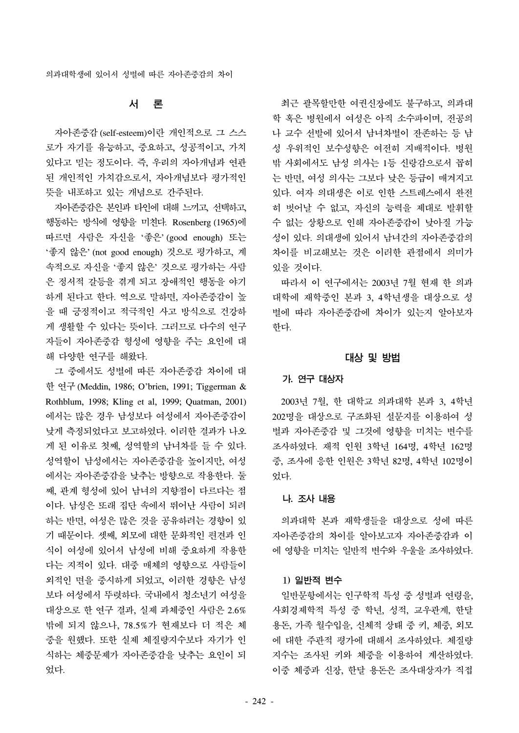## 서 론

자아존중감(self-esteem)이란 개인적으로 그 스스로가 자기를 유능하고, 중요하고, 성공적이고, 가치 있다고 믿는 정도이다. 즉, 우리의 자아개념과 연관된 개인적인 가치감으로서, 자아개념보다 평가적인 뜻을 내포하고 있는 개념으로 간주된다.

자아존중감은 본인과 타인에 대해 느끼고, 선택하고, 행동하는 방식에 영향을 미친다. Rosenberg (1965)에 따르면 사람은 자신을 '좋은' (good enough) 또는 '좋지 않은' (not good enough) 것으로 평가하고, 계속적으로 자신을 '좋지 않은' 것으로 평가하는 사람은 정서적 갈등을 겪게 되고 장애적인 행동을 야기하게 된다고 한다. 역으로 말하면, 자아존중감이 높을 때 긍정적이고 적극적인 사고 방식으로 건강하게 생활할 수 있다는 뜻이다. 그러므로 다수의 연구자들이 자아존중감 형성에 영향을 주는 요인에 대해 다양한 연구를 해왔다.

그 중에서도 성별에 따른 자아존중감 차이에 대한 연구(Meddin, 1986; O'brien, 1991; Tiggerman & Rothblum, 1998; Kling et al, 1999; Quatman, 2001)에서는 많은 경우 남성보다 여성에서 자아존중감이 낮게 측정되었다고 보고하였다. 이러한 결과가 나오게 된 이유로 첫째, 성역할의 남녀차를 들 수 있다. 성역할이 남성에서는 자아존중감을 높이지만, 여성에서는 자아존중감을 낮추는 방향으로 작용한다. 둘째, 관계 형성에 있어 남녀의 지향점이 다르다는 점이다. 남성은 또래 집단 속에서 뛰어난 사람이 되려하는 반면, 여성은 많은 것을 공유하려는 경향이 있기 때문이다. 셋째, 외모에 대한 문화적인 편견과 인식이 여성에 있어서 남성에 비해 중요하게 작용한다는 지적이 있다. 대중 매체의 영향으로 사람들이 외적인 면을 중시하게 되었고, 이러한 경향은 남성보다 여성에서 뚜렷하다. 국내에서 청소년기 여성을 대상으로 한 연구 결과, 실제 과체중인 사람은 2.6% 밖에 되지 않으나, 78.5%가 현재보다 더 적은 체중을 원했다. 또한 실제 체질량지수보다 자기가 인식하는 체중문제가 자아존중감을 낮추는 요인이 되었다.

최근 괄목할만한 여권신장에도 불구하고, 의과대학 혹은 병원에서 여성은 아직 소수파이며, 전공의나 교수 선발에 있어서 남녀차별이 잔존하는 등 남성 우위적인 보수성향은 여전히 지배적이다. 병원 밖 사회에서도 남성 의사는 1등 신랑감으로서 꼽히는 반면, 여성 의사는 그보다 낮은 등급이 매겨지고 있다. 여자 의대생은 이로 인한 스트레스에서 완전히 벗어날 수 없고, 자신의 능력을 제대로 발휘할 수 없는 상황으로 인해 자아존중감이 낮아질 가능성이 있다. 의대생에 있어서 남녀간의 자아존중감의 차이를 비교해보는 것은 이러한 관점에서 의미가 있을 것이다.

따라서 이 연구에서는 2003년 7월 현재 한 의과대학에 재학중인 본과 3, 4학년생을 대상으로 성별에 따라 자아존중감에 차이가 있는지 알아보자 한다.

## 대상 및 방법

### 가. 연구 대상자

2003년 7월, 한 대학교 의과대학 본과 3, 4학년 202명을 대상으로 구조화된 설문지를 이용하여 성별과 자아존중감 및 그것에 영향을 미치는 변수를 조사하였다. 재적 인원 3학년 164명, 4학년 162명 중, 조사에 응한 인원은 3학년 82명, 4학년 102명이었다.

### 나. 조사 내용

의과대학 본과 재학생들을 대상으로 성에 따른 자아존중감의 차이를 알아보고자 자아존중감과 이에 영향을 미치는 일반적 변수와 우울을 조사하였다.

#### 1) 일반적 변수

일반문항에서는 인구학적 특성 중 성별과 연령을, 사회경제학적 특성 중 학년, 성적, 교우관계, 한달 용돈, 가족 월수입을, 신체적 상태 중 키, 체중, 외모에 대한 주관적 평가에 대해서 조사하였다. 체질량지수는 조사된 키와 체중을 이용하여 계산하였다. 이중 체중과 신장, 한달 용돈은 조사대상자가 직접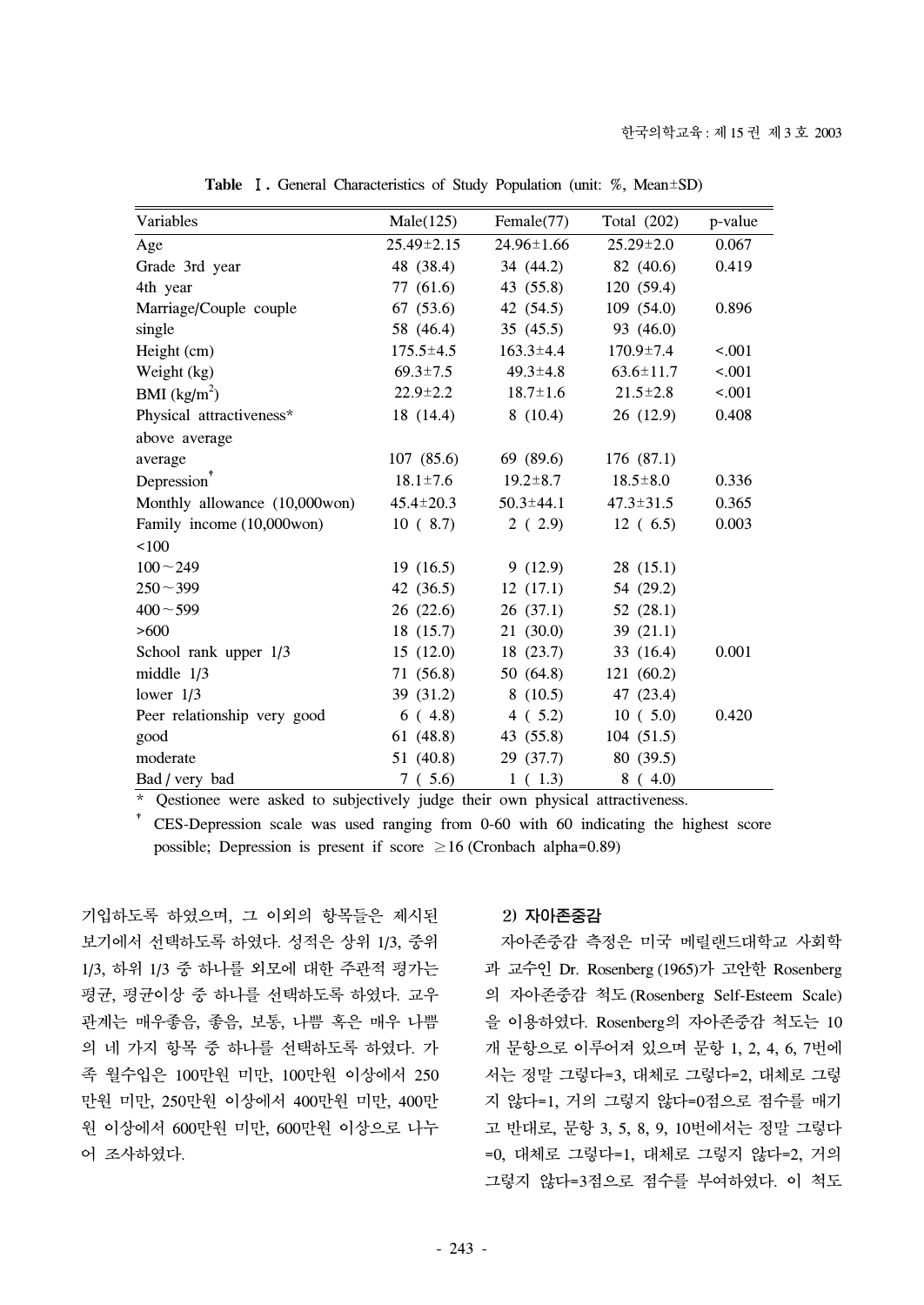**Table Ⅰ.** General Characteristics of Study Population (unit: %, Mean±SD)

| Variables | Male(125) | Female(77) | Total (202) | p-value |
|---|---|---|---|---|
| Age | 25.49±2.15 | 24.96±1.66 | 25.29±2.0 | 0.067 |
| Grade 3rd year | 48 (38.4) | 34 (44.2) | 82 (40.6) | 0.419 |
| 4th year | 77 (61.6) | 43 (55.8) | 120 (59.4) | |
| Marriage/Couple couple | 67 (53.6) | 42 (54.5) | 109 (54.0) | 0.896 |
| single | 58 (46.4) | 35 (45.5) | 93 (46.0) | |
| Height (cm) | 175.5±4.5 | 163.3±4.4 | 170.9±7.4 | <.001 |
| Weight (kg) | 69.3±7.5 | 49.3±4.8 | 63.6±11.7 | <.001 |
| BMI (kg/m$^2$) | 22.9±2.2 | 18.7±1.6 | 21.5±2.8 | <.001 |
| Physical attractiveness* above average | 18 (14.4) | 8 (10.4) | 26 (12.9) | 0.408 |
| average | 107 (85.6) | 69 (89.6) | 176 (87.1) | |
| Depression† | 18.1±7.6 | 19.2±8.7 | 18.5±8.0 | 0.336 |
| Monthly allowance (10,000won) | 45.4±20.3 | 50.3±44.1 | 47.3±31.5 | 0.365 |
| Family income (10,000won) <100 | 10 ( 8.7) | 2 ( 2.9) | 12 ( 6.5) | 0.003 |
| 100～249 | 19 (16.5) | 9 (12.9) | 28 (15.1) | |
| 250～399 | 42 (36.5) | 12 (17.1) | 54 (29.2) | |
| 400～599 | 26 (22.6) | 26 (37.1) | 52 (28.1) | |
| >600 | 18 (15.7) | 21 (30.0) | 39 (21.1) | |
| School rank upper 1/3 | 15 (12.0) | 18 (23.7) | 33 (16.4) | 0.001 |
| middle 1/3 | 71 (56.8) | 50 (64.8) | 121 (60.2) | |
| lower 1/3 | 39 (31.2) | 8 (10.5) | 47 (23.4) | |
| Peer relationship very good | 6 ( 4.8) | 4 ( 5.2) | 10 ( 5.0) | 0.420 |
| good | 61 (48.8) | 43 (55.8) | 104 (51.5) | |
| moderate | 51 (40.8) | 29 (37.7) | 80 (39.5) | |
| Bad / very bad | 7 ( 5.6) | 1 ( 1.3) | 8 ( 4.0) | |

\* Qestionee were asked to subjectively judge their own physical attractiveness.

† CES-Depression scale was used ranging from 0-60 with 60 indicating the highest score possible; Depression is present if score ≥16 (Cronbach alpha=0.89)

기입하도록 하였으며, 그 이외의 항목들은 제시된 보기에서 선택하도록 하였다. 성적은 상위 1/3, 중위 1/3, 하위 1/3 중 하나를 외모에 대한 주관적 평가는 평균, 평균이상 중 하나를 선택하도록 하였다. 교우관계는 매우좋음, 좋음, 보통, 나쁨 혹은 매우 나쁨의 네 가지 항목 중 하나를 선택하도록 하였다. 가족 월수입은 100만원 미만, 100만원 이상에서 250만원 미만, 250만원 이상에서 400만원 미만, 400만원 이상에서 600만원 미만, 600만원 이상으로 나누어 조사하였다.

### 2) 자아존중감

자아존중감 측정은 미국 메릴랜드대학교 사회학과 교수인 Dr. Rosenberg (1965)가 고안한 Rosenberg의 자아존중감 척도(Rosenberg Self-Esteem Scale)을 이용하였다. Rosenberg의 자아존중감 척도는 10개 문항으로 이루어져 있으며 문항 1, 2, 4, 6, 7번에서는 정말 그렇다=3, 대체로 그렇다=2, 대체로 그렇지 않다=1, 거의 그렇지 않다=0점으로 점수를 매기고 반대로, 문항 3, 5, 8, 9, 10번에서는 정말 그렇다=0, 대체로 그렇다=1, 대체로 그렇지 않다=2, 거의 그렇지 않다=3점으로 점수를 부여하였다. 이 척도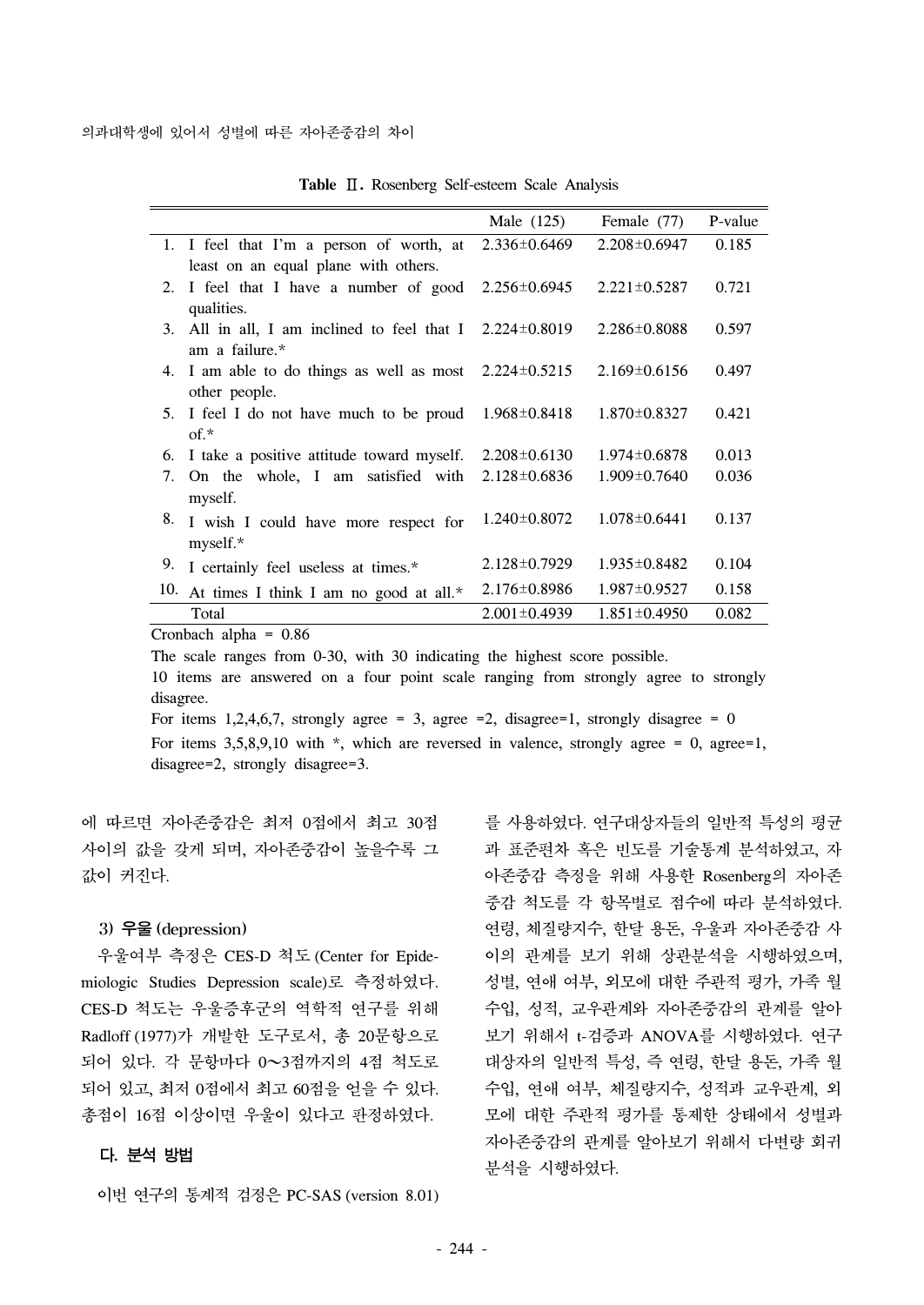**Table Ⅱ.** Rosenberg Self-esteem Scale Analysis

| | Male (125) | Female (77) | P-value |
|---|---|---|---|
| 1. I feel that I'm a person of worth, at least on an equal plane with others. | 2.336±0.6469 | 2.208±0.6947 | 0.185 |
| 2. I feel that I have a number of good qualities. | 2.256±0.6945 | 2.221±0.5287 | 0.721 |
| 3. All in all, I am inclined to feel that I am a failure.* | 2.224±0.8019 | 2.286±0.8088 | 0.597 |
| 4. I am able to do things as well as most other people. | 2.224±0.5215 | 2.169±0.6156 | 0.497 |
| 5. I feel I do not have much to be proud of.* | 1.968±0.8418 | 1.870±0.8327 | 0.421 |
| 6. I take a positive attitude toward myself. | 2.208±0.6130 | 1.974±0.6878 | 0.013 |
| 7. On the whole, I am satisfied with myself. | 2.128±0.6836 | 1.909±0.7640 | 0.036 |
| 8. I wish I could have more respect for myself.* | 1.240±0.8072 | 1.078±0.6441 | 0.137 |
| 9. I certainly feel useless at times.* | 2.128±0.7929 | 1.935±0.8482 | 0.104 |
| 10. At times I think I am no good at all.* | 2.176±0.8986 | 1.987±0.9527 | 0.158 |
| Total | 2.001±0.4939 | 1.851±0.4950 | 0.082 |

Cronbach alpha = 0.86

The scale ranges from 0-30, with 30 indicating the highest score possible.

10 items are answered on a four point scale ranging from strongly agree to strongly disagree.

For items 1,2,4,6,7, strongly agree = 3, agree =2, disagree=1, strongly disagree = 0

For items 3,5,8,9,10 with *, which are reversed in valence, strongly agree = 0, agree=1, disagree=2, strongly disagree=3.

에 따르면 자아존중감은 최저 0점에서 최고 30점 사이의 값을 갖게 되며, 자아존중감이 높을수록 그 값이 커진다.

#### 3) 우울 (depression)

우울여부 측정은 CES-D 척도 (Center for Epidemiologic Studies Depression scale)로 측정하였다. CES-D 척도는 우울증후군의 역학적 연구를 위해 Radloff (1977)가 개발한 도구로서, 총 20문항으로 되어 있다. 각 문항마다 0~3점까지의 4점 척도로 되어 있고, 최저 0점에서 최고 60점을 얻을 수 있다. 총점이 16점 이상이면 우울이 있다고 판정하였다.

### 다. 분석 방법

이번 연구의 통계적 검정은 PC-SAS (version 8.01)를 사용하였다. 연구대상자들의 일반적 특성의 평균과 표준편차 혹은 빈도를 기술통계 분석하였고, 자아존중감 측정을 위해 사용한 Rosenberg의 자아존중감 척도를 각 항목별로 점수에 따라 분석하였다. 연령, 체질량지수, 한달 용돈, 우울과 자아존중감 사이의 관계를 보기 위해 상관분석을 시행하였으며, 성별, 연애 여부, 외모에 대한 주관적 평가, 가족 월수입, 성적, 교우관계와 자아존중감의 관계를 알아보기 위해서 t-검증과 ANOVA를 시행하였다. 연구대상자의 일반적 특성, 즉 연령, 한달 용돈, 가족 월수입, 연애 여부, 체질량지수, 성적과 교우관계, 외모에 대한 주관적 평가를 통제한 상태에서 성별과 자아존중감의 관계를 알아보기 위해서 다변량 회귀분석을 시행하였다.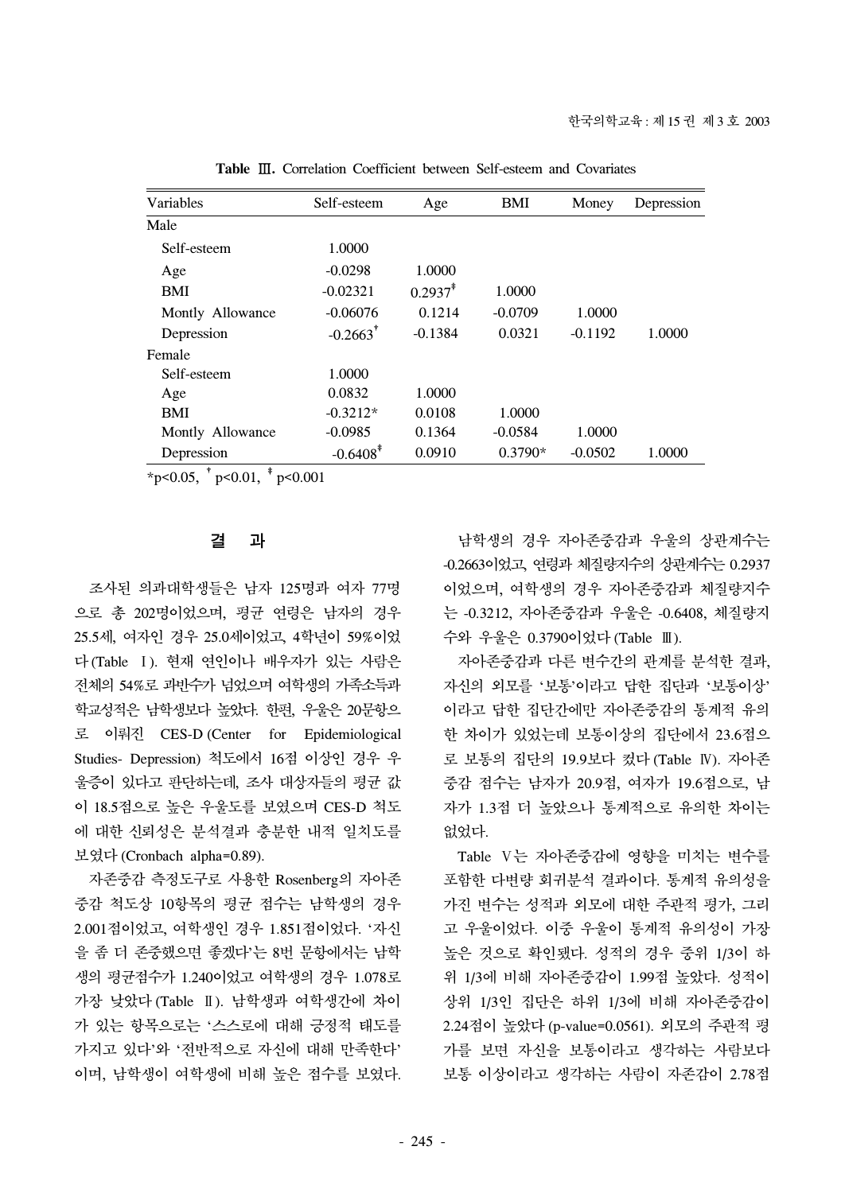**Table Ⅲ.** Correlation Coefficient between Self-esteem and Covariates

| Variables | Self-esteem | Age | BMI | Money | Depression |
|---|---|---|---|---|---|
| Male | | | | | |
| Self-esteem | 1.0000 | | | | |
| Age | -0.0298 | 1.0000 | | | |
| BMI | -0.02321 | 0.2937‡ | 1.0000 | | |
| Montly Allowance | -0.06076 | 0.1214 | -0.0709 | 1.0000 | |
| Depression | -0.2663† | -0.1384 | 0.0321 | -0.1192 | 1.0000 |
| Female | | | | | |
| Self-esteem | 1.0000 | | | | |
| Age | 0.0832 | 1.0000 | | | |
| BMI | -0.3212* | 0.0108 | 1.0000 | | |
| Montly Allowance | -0.0985 | 0.1364 | -0.0584 | 1.0000 | |
| Depression | -0.6408‡ | 0.0910 | 0.3790* | -0.0502 | 1.0000 |

*p<0.05, † p<0.01, ‡ p<0.001

## 결 과

조사된 의과대학생들은 남자 125명과 여자 77명으로 총 202명이었으며, 평균 연령은 남자의 경우 25.5세, 여자인 경우 25.0세이었고, 4학년이 59%이었다(Table Ⅰ). 현재 연인이나 배우자가 있는 사람은 전체의 54%로 과반수가 넘었으며 여학생의 가족소득과 학교성적은 남학생보다 높았다. 한편, 우울은 20문항으로 이뤄진 CES-D (Center for Epidemiological Studies- Depression) 척도에서 16점 이상인 경우 우울증이 있다고 판단하는데, 조사 대상자들의 평균 값이 18.5점으로 높은 우울도를 보였으며 CES-D 척도에 대한 신뢰성은 분석결과 충분한 내적 일치도를 보였다(Cronbach alpha=0.89).

자존중감 측정도구로 사용한 Rosenberg의 자아존중감 척도상 10항목의 평균 점수는 남학생의 경우 2.001점이었고, 여학생인 경우 1.851점이었다. '자신을 좀 더 존중했으면 좋겠다'는 8번 문항에서는 남학생의 평균점수가 1.240이었고 여학생의 경우 1.078로 가장 낮았다(Table Ⅱ). 남학생과 여학생간에 차이가 있는 항목으로는 '스스로에 대해 긍정적 태도를 가지고 있다'와 '전반적으로 자신에 대해 만족한다'이며, 남학생이 여학생에 비해 높은 점수를 보였다.

남학생의 경우 자아존중감과 우울의 상관계수는 -0.2663이었고, 연령과 체질량지수의 상관계수는 0.2937이었으며, 여학생의 경우 자아존중감과 체질량지수는 -0.3212, 자아존중감과 우울은 -0.6408, 체질량지수와 우울은 0.3790이었다(Table Ⅲ).

자아존중감과 다른 변수간의 관계를 분석한 결과, 자신의 외모를 '보통'이라고 답한 집단과 '보통이상'이라고 답한 집단간에만 자아존중감의 통계적 유의한 차이가 있었는데 보통이상의 집단에서 23.6점으로 보통의 집단의 19.9보다 컸다(Table Ⅳ). 자아존중감 점수는 남자가 20.9점, 여자가 19.6점으로, 남자가 1.3점 더 높았으나 통계적으로 유의한 차이는 없었다.

Table Ⅴ는 자아존중감에 영향을 미치는 변수를 포함한 다변량 회귀분석 결과이다. 통계적 유의성을 가진 변수는 성적과 외모에 대한 주관적 평가, 그리고 우울이었다. 이중 우울이 통계적 유의성이 가장 높은 것으로 확인됐다. 성적의 경우 중위 1/3이 하위 1/3에 비해 자아존중감이 1.99점 높았다. 성적이 상위 1/3인 집단은 하위 1/3에 비해 자아존중감이 2.24점이 높았다 (p-value=0.0561). 외모의 주관적 평가를 보면 자신을 보통이라고 생각하는 사람보다 보통 이상이라고 생각하는 사람이 자존감이 2.78점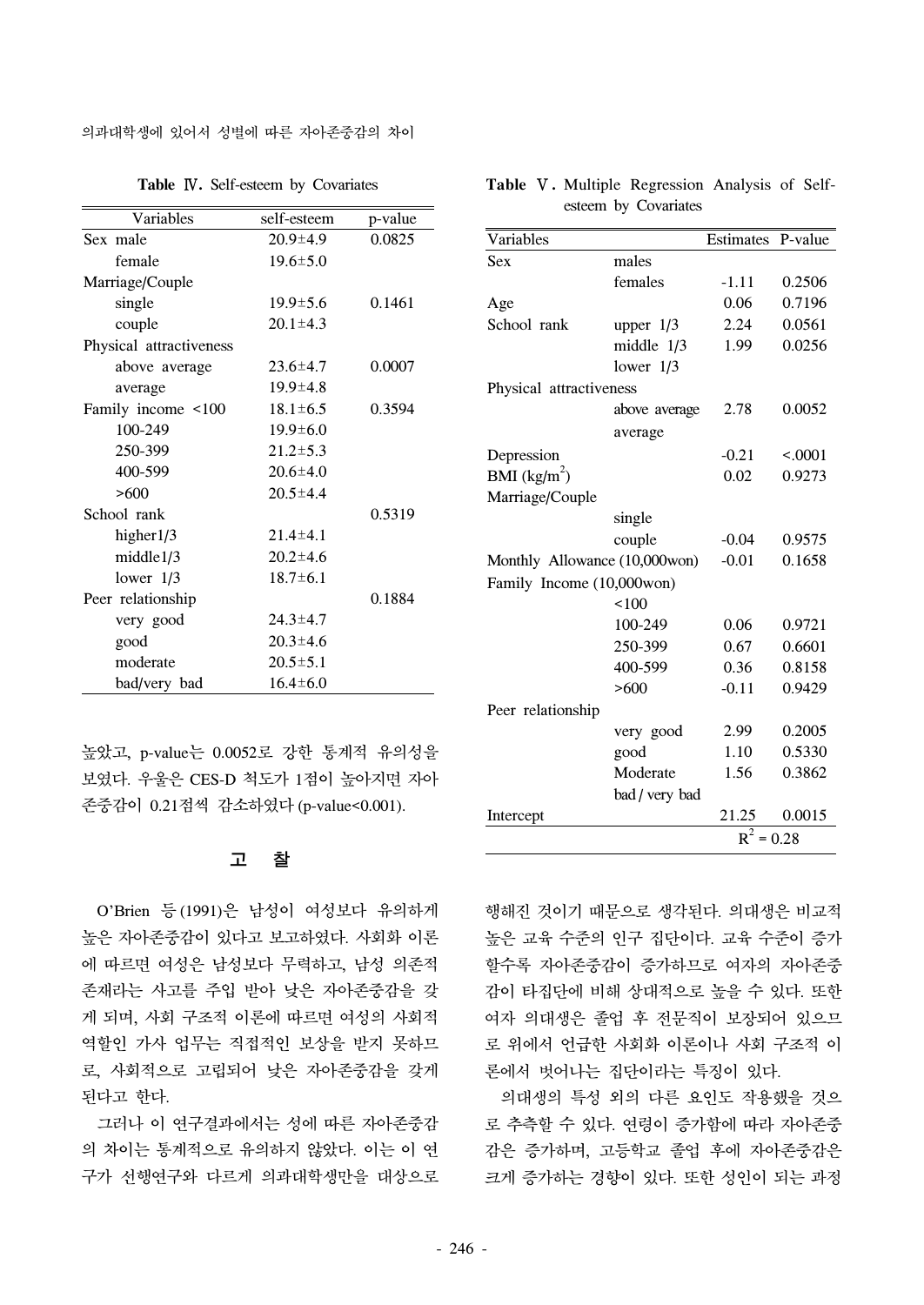**Table Ⅳ.** Self-esteem by Covariates

| Variables | self-esteem | p-value |
|---|---|---|
| Sex male | 20.9±4.9 | 0.0825 |
| female | 19.6±5.0 | |
| Marriage/Couple | | |
| single | 19.9±5.6 | 0.1461 |
| couple | 20.1±4.3 | |
| Physical attractiveness | | |
| above average | 23.6±4.7 | 0.0007 |
| average | 19.9±4.8 | |
| Family income <100 | 18.1±6.5 | 0.3594 |
| 100-249 | 19.9±6.0 | |
| 250-399 | 21.2±5.3 | |
| 400-599 | 20.6±4.0 | |
| >600 | 20.5±4.4 | |
| School rank | | 0.5319 |
| higher1/3 | 21.4±4.1 | |
| middle1/3 | 20.2±4.6 | |
| lower 1/3 | 18.7±6.1 | |
| Peer relationship | | 0.1884 |
| very good | 24.3±4.7 | |
| good | 20.3±4.6 | |
| moderate | 20.5±5.1 | |
| bad/very bad | 16.4±6.0 | |

높았고, p-value는 0.0052로 강한 통계적 유의성을 보였다. 우울은 CES-D 척도가 1점이 높아지면 자아존중감이 0.21점씩 감소하였다 (p-value<0.001).

**Table Ⅴ.** Multiple Regression Analysis of Self-esteem by Covariates

| Variables | | Estimates | P-value |
|---|---|---|---|
| Sex | males | | |
| | females | -1.11 | 0.2506 |
| Age | | 0.06 | 0.7196 |
| School rank | upper 1/3 | 2.24 | 0.0561 |
| | middle 1/3 | 1.99 | 0.0256 |
| | lower 1/3 | | |
| Physical attractiveness | | | |
| | above average | 2.78 | 0.0052 |
| | average | | |
| Depression | | -0.21 | <.0001 |
| BMI (kg/m$^2$) | | 0.02 | 0.9273 |
| Marriage/Couple | | | |
| | single | | |
| | couple | -0.04 | 0.9575 |
| Monthly Allowance (10,000won) | | -0.01 | 0.1658 |
| Family Income (10,000won) | | | |
| | <100 | | |
| | 100-249 | 0.06 | 0.9721 |
| | 250-399 | 0.67 | 0.6601 |
| | 400-599 | 0.36 | 0.8158 |
| | >600 | -0.11 | 0.9429 |
| Peer relationship | | | |
| | very good | 2.99 | 0.2005 |
| | good | 1.10 | 0.5330 |
| | Moderate | 1.56 | 0.3862 |
| | bad / very bad | | |
| Intercept | | 21.25 | 0.0015 |
| | | $R^2$ = 0.28 | |

## 고 찰

O'Brien 등 (1991)은 남성이 여성보다 유의하게 높은 자아존중감이 있다고 보고하였다. 사회화 이론에 따르면 여성은 남성보다 무력하고, 남성 의존적 존재라는 사고를 주입 받아 낮은 자아존중감을 갖게 되며, 사회 구조적 이론에 따르면 여성의 사회적 역할인 가사 업무는 직접적인 보상을 받지 못하므로, 사회적으로 고립되어 낮은 자아존중감을 갖게 된다고 한다.

그러나 이 연구결과에서는 성에 따른 자아존중감의 차이는 통계적으로 유의하지 않았다. 이는 이 연구가 선행연구와 다르게 의과대학생만을 대상으로 행해진 것이기 때문으로 생각된다. 의대생은 비교적 높은 교육 수준의 인구 집단이다. 교육 수준이 증가할수록 자아존중감이 증가하므로 여자의 자아존중감이 타집단에 비해 상대적으로 높을 수 있다. 또한 여자 의대생은 졸업 후 전문직이 보장되어 있으므로 위에서 언급한 사회화 이론이나 사회 구조적 이론에서 벗어나는 집단이라는 특징이 있다.

의대생의 특성 외의 다른 요인도 작용했을 것으로 추측할 수 있다. 연령이 증가함에 따라 자아존중감은 증가하며, 고등학교 졸업 후에 자아존중감은 크게 증가하는 경향이 있다. 또한 성인이 되는 과정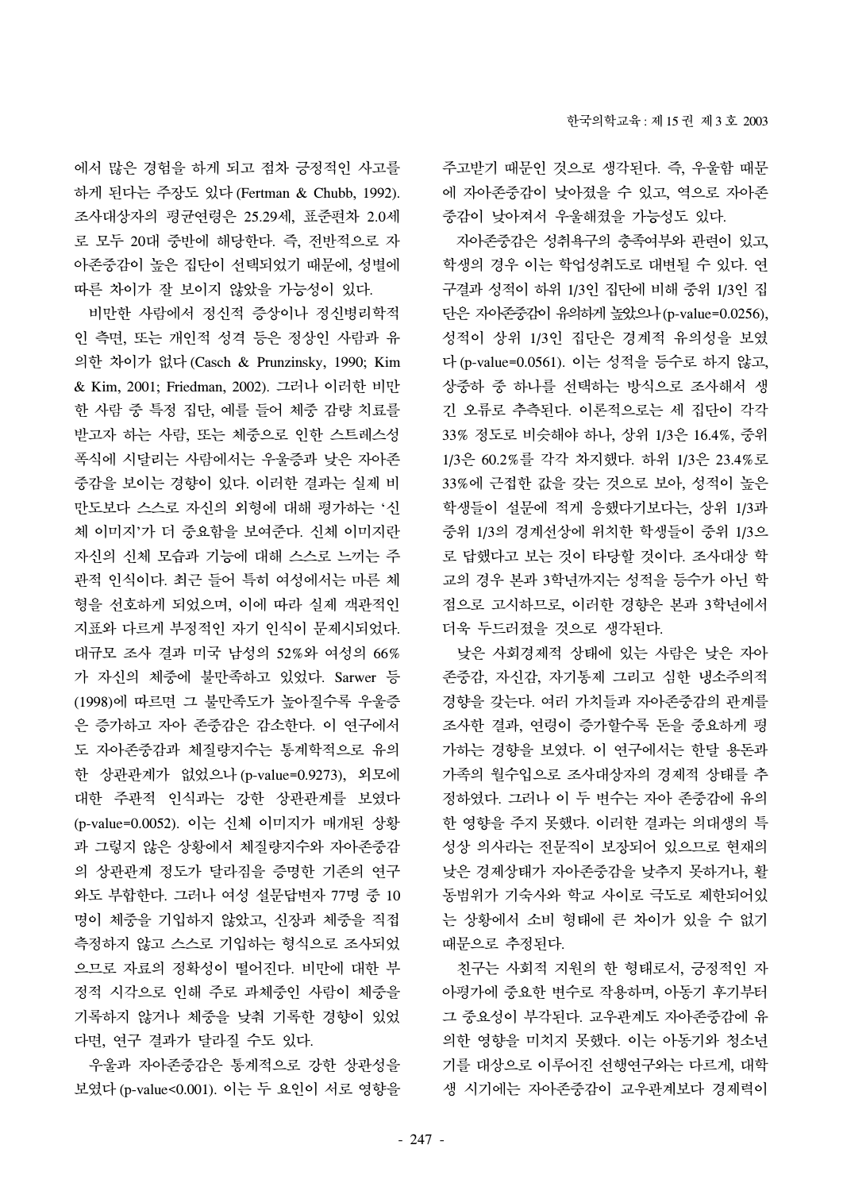에서 많은 경험을 하게 되고 점차 긍정적인 사고를 하게 된다는 주장도 있다 (Fertman & Chubb, 1992). 조사대상자의 평균연령은 25.29세, 표준편차 2.0세로 모두 20대 중반에 해당한다. 즉, 전반적으로 자아존중감이 높은 집단이 선택되었기 때문에, 성별에 따른 차이가 잘 보이지 않았을 가능성이 있다.

비만한 사람에서 정신적 증상이나 정신병리학적인 측면, 또는 개인적 성격 등은 정상인 사람과 유의한 차이가 없다 (Casch & Prunzinsky, 1990; Kim & Kim, 2001; Friedman, 2002). 그러나 이러한 비만한 사람 중 특정 집단, 예를 들어 체중 감량 치료를 받고자 하는 사람, 또는 체중으로 인한 스트레스성 폭식에 시달리는 사람에서는 우울증과 낮은 자아존중감을 보이는 경향이 있다. 이러한 결과는 실제 비만도보다 스스로 자신의 외형에 대해 평가하는 '신체 이미지'가 더 중요함을 보여준다. 신체 이미지란 자신의 신체 모습과 기능에 대해 스스로 느끼는 주관적 인식이다. 최근 들어 특히 여성에서는 마른 체형을 선호하게 되었으며, 이에 따라 실제 객관적인 지표와 다르게 부정적인 자기 인식이 문제시되었다. 대규모 조사 결과 미국 남성의 52%와 여성의 66%가 자신의 체중에 불만족하고 있었다. Sarwer 등 (1998)에 따르면 그 불만족도가 높아질수록 우울증은 증가하고 자아 존중감은 감소한다. 이 연구에서도 자아존중감과 체질량지수는 통계학적으로 유의한 상관관계가 없었으나 (p-value=0.9273), 외모에 대한 주관적 인식과는 강한 상관관계를 보였다 (p-value=0.0052). 이는 신체 이미지가 매개된 상황과 그렇지 않은 상황에서 체질량지수와 자아존중감의 상관관계 정도가 달라짐을 증명한 기존의 연구와도 부합한다. 그러나 여성 설문답변자 77명 중 10명이 체중을 기입하지 않았고, 신장과 체중을 직접 측정하지 않고 스스로 기입하는 형식으로 조사되었으므로 자료의 정확성이 떨어진다. 비만에 대한 부정적 시각으로 인해 주로 과체중인 사람이 체중을 기록하지 않거나 체중을 낮춰 기록한 경향이 있었다면, 연구 결과가 달라질 수도 있다.

우울과 자아존중감은 통계적으로 강한 상관성을 보였다 (p-value<0.001). 이는 두 요인이 서로 영향을 주고받기 때문인 것으로 생각된다. 즉, 우울함 때문에 자아존중감이 낮아졌을 수 있고, 역으로 자아존중감이 낮아져서 우울해졌을 가능성도 있다.

자아존중감은 성취욕구의 충족여부와 관련이 있고, 학생의 경우 이는 학업성취도로 대변될 수 있다. 연구결과 성적이 하위 1/3인 집단에 비해 중위 1/3인 집단은 자아존중감이 유의하게 높았으나 (p-value=0.0256), 성적이 상위 1/3인 집단은 경계적 유의성을 보였다 (p-value=0.0561). 이는 성적을 등수로 하지 않고, 상중하 중 하나를 선택하는 방식으로 조사해서 생긴 오류로 추측된다. 이론적으로는 세 집단이 각각 33% 정도로 비슷해야 하나, 상위 1/3은 16.4%, 중위 1/3은 60.2%를 각각 차지했다. 하위 1/3은 23.4%로 33%에 근접한 값을 갖는 것으로 보아, 성적이 높은 학생들이 설문에 적게 응했다기보다는, 상위 1/3과 중위 1/3의 경계선상에 위치한 학생들이 중위 1/3으로 답했다고 보는 것이 타당할 것이다. 조사대상 학교의 경우 본과 3학년까지는 성적을 등수가 아닌 학점으로 고시하므로, 이러한 경향은 본과 3학년에서 더욱 두드러졌을 것으로 생각된다.

낮은 사회경제적 상태에 있는 사람은 낮은 자아존중감, 자신감, 자기통제 그리고 심한 냉소주의적 경향을 갖는다. 여러 가치들과 자아존중감의 관계를 조사한 결과, 연령이 증가할수록 돈을 중요하게 평가하는 경향을 보였다. 이 연구에서는 한달 용돈과 가족의 월수입으로 조사대상자의 경제적 상태를 추정하였다. 그러나 이 두 변수는 자아 존중감에 유의한 영향을 주지 못했다. 이러한 결과는 의대생의 특성상 의사라는 전문직이 보장되어 있으므로 현재의 낮은 경제상태가 자아존중감을 낮추지 못하거나, 활동범위가 기숙사와 학교 사이로 극도로 제한되어있는 상황에서 소비 형태에 큰 차이가 있을 수 없기 때문으로 추정된다.

친구는 사회적 지원의 한 형태로서, 긍정적인 자아평가에 중요한 변수로 작용하며, 아동기 후기부터 그 중요성이 부각된다. 교우관계도 자아존중감에 유의한 영향을 미치지 못했다. 이는 아동기와 청소년기를 대상으로 이루어진 선행연구와는 다르게, 대학생 시기에는 자아존중감이 교우관계보다 경제력이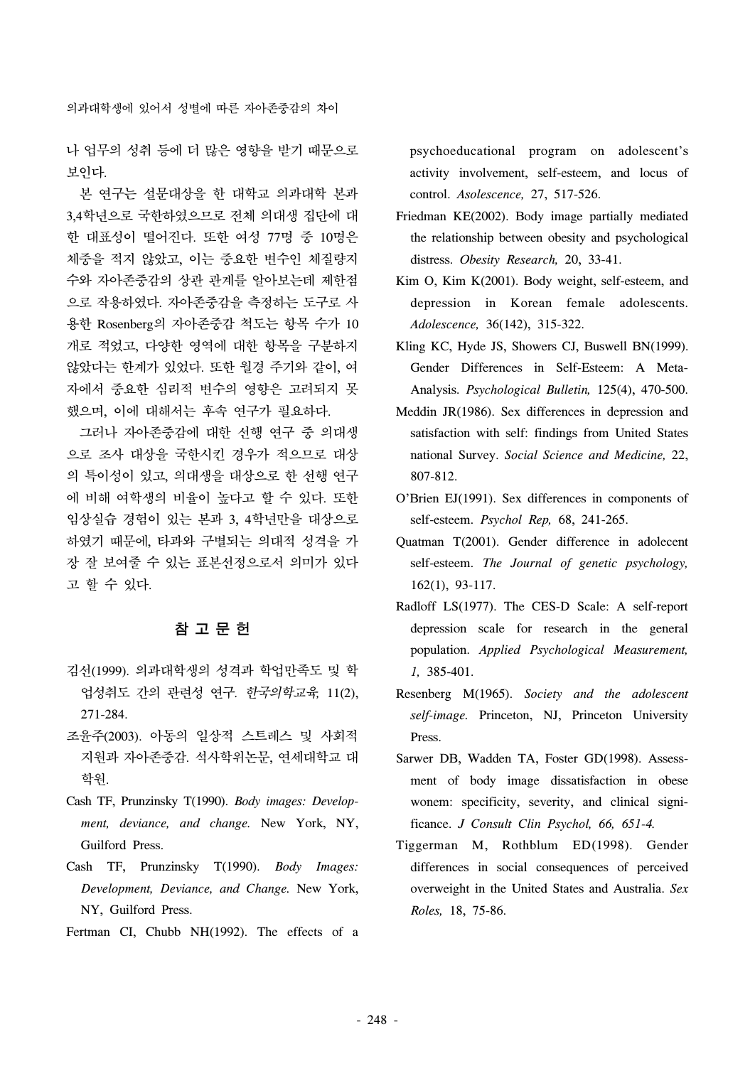나 업무의 성취 등에 더 많은 영향을 받기 때문으로 보인다.

본 연구는 설문대상을 한 대학교 의과대학 본과 3,4학년으로 국한하였으므로 전체 의대생 집단에 대한 대표성이 떨어진다. 또한 여성 77명 중 10명은 체중을 적지 않았고, 이는 중요한 변수인 체질량지수와 자아존중감의 상관 관계를 알아보는데 제한점으로 작용하였다. 자아존중감을 측정하는 도구로 사용한 Rosenberg의 자아존중감 척도는 항목 수가 10개로 적었고, 다양한 영역에 대한 항목을 구분하지 않았다는 한계가 있었다. 또한 월경 주기와 같이, 여자에서 중요한 심리적 변수의 영향은 고려되지 못했으며, 이에 대해서는 후속 연구가 필요하다.

그러나 자아존중감에 대한 선행 연구 중 의대생으로 조사 대상을 국한시킨 경우가 적으므로 대상의 특이성이 있고, 의대생을 대상으로 한 선행 연구에 비해 여학생의 비율이 높다고 할 수 있다. 또한 임상실습 경험이 있는 본과 3, 4학년만을 대상으로 하였기 때문에, 타과와 구별되는 의대적 성격을 가장 잘 보여줄 수 있는 표본선정으로서 의미가 있다고 할 수 있다.

## 참 고 문 헌

김선(1999). 의과대학생의 성격과 학업만족도 및 학업성취도 간의 관련성 연구. *한국의학교육,* 11(2), 271-284.

조윤주(2003). 아동의 일상적 스트레스 및 사회적 지원과 자아존중감. 석사학위논문, 연세대학교 대학원.

Cash TF, Prunzinsky T(1990). *Body images: Development, deviance, and change.* New York, NY, Guilford Press.

Cash TF, Prunzinsky T(1990). *Body Images: Development, Deviance, and Change.* New York, NY, Guilford Press.

Fertman CI, Chubb NH(1992). The effects of a psychoeducational program on adolescent's activity involvement, self-esteem, and locus of control. *Asolescence,* 27, 517-526.

Friedman KE(2002). Body image partially mediated the relationship between obesity and psychological distress. *Obesity Research,* 20, 33-41.

Kim O, Kim K(2001). Body weight, self-esteem, and depression in Korean female adolescents. *Adolescence,* 36(142), 315-322.

Kling KC, Hyde JS, Showers CJ, Buswell BN(1999). Gender Differences in Self-Esteem: A Meta-Analysis. *Psychological Bulletin,* 125(4), 470-500.

Meddin JR(1986). Sex differences in depression and satisfaction with self: findings from United States national Survey. *Social Science and Medicine,* 22, 807-812.

O'Brien EJ(1991). Sex differences in components of self-esteem. *Psychol Rep,* 68, 241-265.

Quatman T(2001). Gender difference in adolecent self-esteem. *The Journal of genetic psychology,* 162(1), 93-117.

Radloff LS(1977). The CES-D Scale: A self-report depression scale for research in the general population. *Applied Psychological Measurement, 1,* 385-401.

Resenberg M(1965). *Society and the adolescent self-image.* Princeton, NJ, Princeton University Press.

Sarwer DB, Wadden TA, Foster GD(1998). Assessment of body image dissatisfaction in obese wonem: specificity, severity, and clinical significance. *J Consult Clin Psychol, 66, 651-4.*

Tiggerman M, Rothblum ED(1998). Gender differences in social consequences of perceived overweight in the United States and Australia. *Sex Roles,* 18, 75-86.